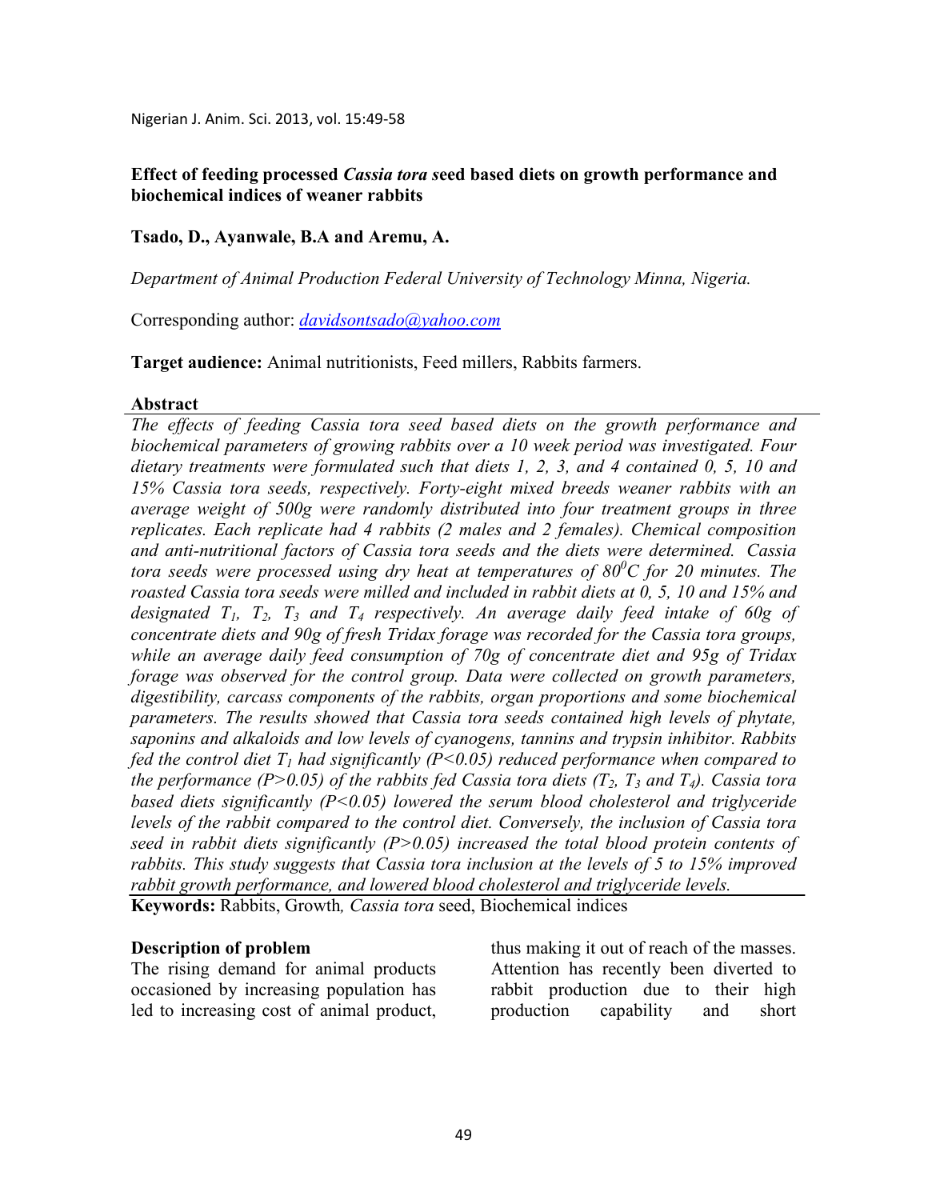# Effect of feeding processed *Cassia tora* seed based diets on growth performance and biochemical indices of weaner rabbits

**Tsado, D., Ayanwale, B.A and Aremu, A.**

*Department of Animal Production Federal University of Technology Minna, Nigeria.*

Corresponding author: *davidsontsado@yahoo.com*

**Target audience:** Animal nutritionists, Feed millers, Rabbits farmers.

## Abstract

*The effects of feeding Cassia tora seed based diets on the growth performance and biochemical parameters of growing rabbits over a 10 week period was investigated. Four dietary treatments were formulated such that diets 1, 2, 3, and 4 contained 0, 5, 10 and 15% Cassia tora seeds, respectively. Forty-eight mixed breeds weaner rabbits with an average weight of 500g were randomly distributed into four treatment groups in three replicates. Each replicate had 4 rabbits (2 males and 2 females). Chemical composition and anti-nutritional factors of Cassia tora seeds and the diets were determined. Cassia tora seeds were processed using dry heat at temperatures of $80^0C$ for 20 minutes. The roasted Cassia tora seeds were milled and included in rabbit diets at 0, 5, 10 and 15% and designated $T_1$, $T_2$, $T_3$ and $T_4$ respectively. An average daily feed intake of 60g of concentrate diets and 90g of fresh Tridax forage was recorded for the Cassia tora groups, while an average daily feed consumption of 70g of concentrate diet and 95g of Tridax forage was observed for the control group. Data were collected on growth parameters, digestibility, carcass components of the rabbits, organ proportions and some biochemical parameters. The results showed that Cassia tora seeds contained high levels of phytate, saponins and alkaloids and low levels of cyanogens, tannins and trypsin inhibitor. Rabbits fed the control diet $T_1$ had significantly ($P<0.05$) reduced performance when compared to the performance ($P>0.05$) of the rabbits fed Cassia tora diets ($T_2$, $T_3$ and $T_4$). Cassia tora based diets significantly ($P<0.05$) lowered the serum blood cholesterol and triglyceride levels of the rabbit compared to the control diet. Conversely, the inclusion of Cassia tora seed in rabbit diets significantly ($P>0.05$) increased the total blood protein contents of rabbits. This study suggests that Cassia tora inclusion at the levels of 5 to 15% improved rabbit growth performance, and lowered blood cholesterol and triglyceride levels.*

**Keywords:** Rabbits, Growth*,* *Cassia tora* seed, Biochemical indices

## Description of problem

The rising demand for animal products occasioned by increasing population has led to increasing cost of animal product, thus making it out of reach of the masses. Attention has recently been diverted to rabbit production due to their high production capability and short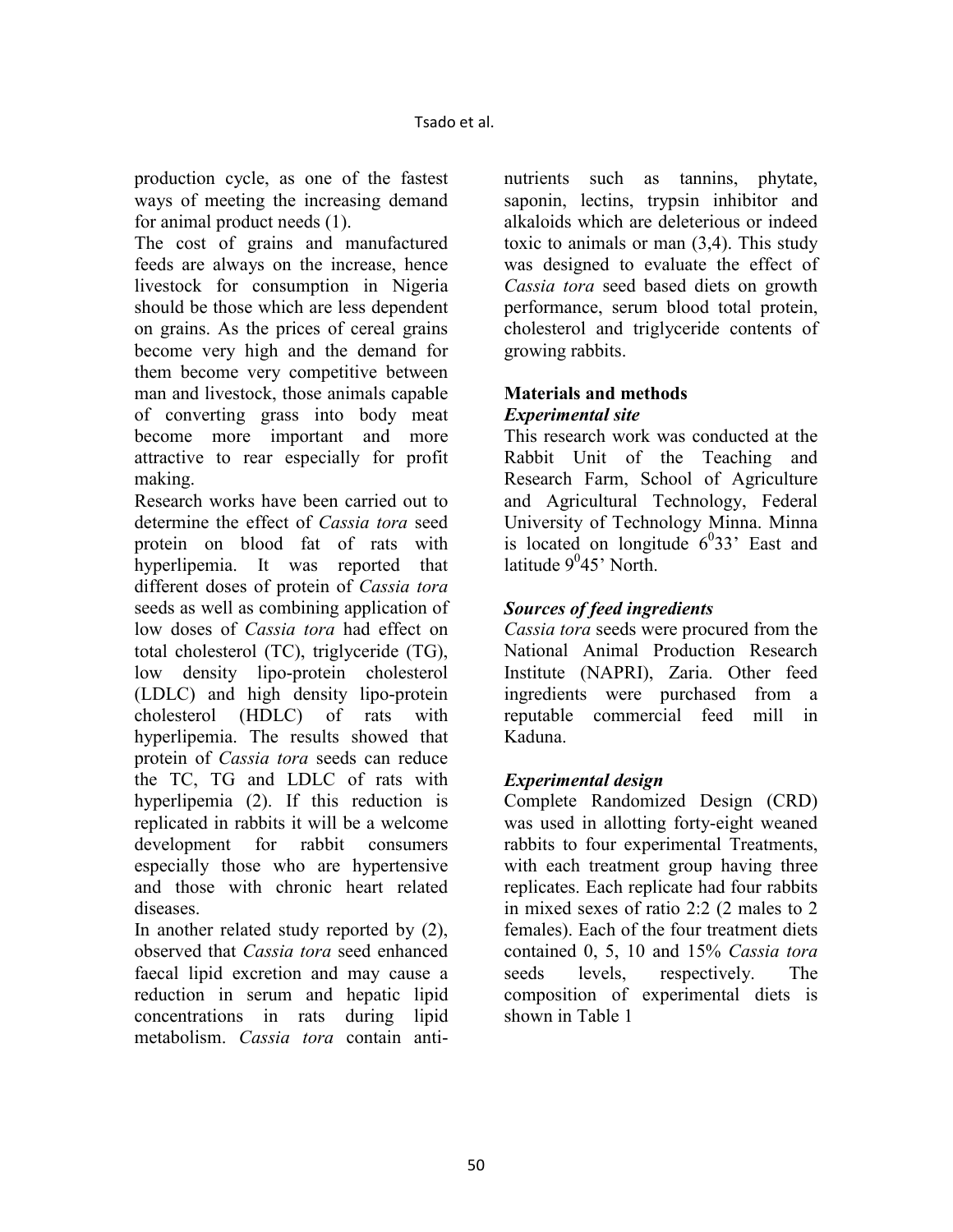production cycle, as one of the fastest ways of meeting the increasing demand for animal product needs (1).

The cost of grains and manufactured feeds are always on the increase, hence livestock for consumption in Nigeria should be those which are less dependent on grains. As the prices of cereal grains become very high and the demand for them become very competitive between man and livestock, those animals capable of converting grass into body meat become more important and more attractive to rear especially for profit making.

Research works have been carried out to determine the effect of *Cassia tora* seed protein on blood fat of rats with hyperlipemia. It was reported that different doses of protein of *Cassia tora* seeds as well as combining application of low doses of *Cassia tora* had effect on total cholesterol (TC), triglyceride (TG), low density lipo-protein cholesterol (LDLC) and high density lipo-protein cholesterol (HDLC) of rats with hyperlipemia. The results showed that protein of *Cassia tora* seeds can reduce the TC, TG and LDLC of rats with hyperlipemia (2). If this reduction is replicated in rabbits it will be a welcome development for rabbit consumers especially those who are hypertensive and those with chronic heart related diseases.

In another related study reported by (2), observed that *Cassia tora* seed enhanced faecal lipid excretion and may cause a reduction in serum and hepatic lipid concentrations in rats during lipid metabolism. *Cassia tora* contain anti-nutrients such as tannins, phytate, saponin, lectins, trypsin inhibitor and alkaloids which are deleterious or indeed toxic to animals or man (3,4). This study was designed to evaluate the effect of *Cassia tora* seed based diets on growth performance, serum blood total protein, cholesterol and triglyceride contents of growing rabbits.

## Materials and methods

### *Experimental site*

This research work was conducted at the Rabbit Unit of the Teaching and Research Farm, School of Agriculture and Agricultural Technology, Federal University of Technology Minna. Minna is located on longitude $6^{0}33'$ East and latitude $9^{0}45'$ North.

### *Sources of feed ingredients*

*Cassia tora* seeds were procured from the National Animal Production Research Institute (NAPRI), Zaria. Other feed ingredients were purchased from a reputable commercial feed mill in Kaduna.

### *Experimental design*

Complete Randomized Design (CRD) was used in allotting forty-eight weaned rabbits to four experimental Treatments, with each treatment group having three replicates. Each replicate had four rabbits in mixed sexes of ratio 2:2 (2 males to 2 females). Each of the four treatment diets contained 0, 5, 10 and 15% *Cassia tora* seeds levels, respectively. The composition of experimental diets is shown in Table 1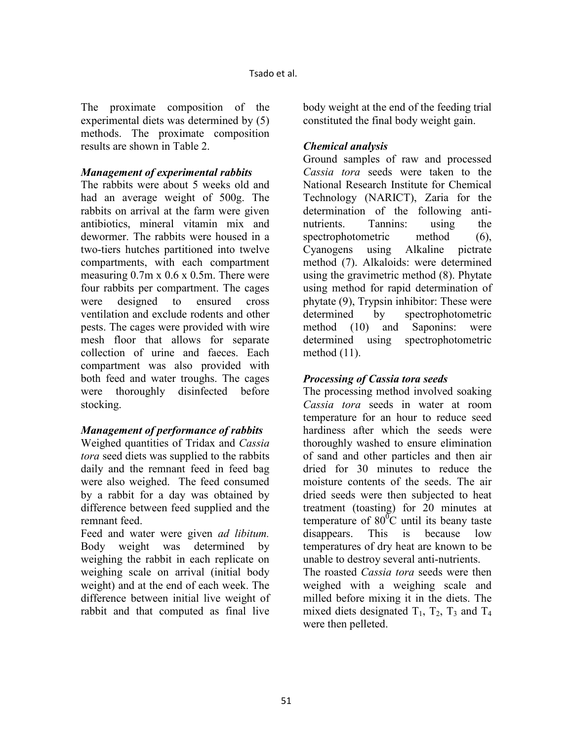The proximate composition of the experimental diets was determined by (5) methods. The proximate composition results are shown in Table 2.

### *Management of experimental rabbits*

The rabbits were about 5 weeks old and had an average weight of 500g. The rabbits on arrival at the farm were given antibiotics, mineral vitamin mix and dewormer. The rabbits were housed in a two-tiers hutches partitioned into twelve compartments, with each compartment measuring 0.7m x 0.6 x 0.5m. There were four rabbits per compartment. The cages were designed to ensured cross ventilation and exclude rodents and other pests. The cages were provided with wire mesh floor that allows for separate collection of urine and faeces. Each compartment was also provided with both feed and water troughs. The cages were thoroughly disinfected before stocking.

### *Management of performance of rabbits*

Weighed quantities of Tridax and *Cassia tora* seed diets was supplied to the rabbits daily and the remnant feed in feed bag were also weighed. The feed consumed by a rabbit for a day was obtained by difference between feed supplied and the remnant feed.

Feed and water were given *ad libitum.* Body weight was determined by weighing the rabbit in each replicate on weighing scale on arrival (initial body weight) and at the end of each week. The difference between initial live weight of rabbit and that computed as final live body weight at the end of the feeding trial constituted the final body weight gain.

### *Chemical analysis*

Ground samples of raw and processed *Cassia tora* seeds were taken to the National Research Institute for Chemical Technology (NARICT), Zaria for the determination of the following anti-nutrients. Tannins: using the spectrophotometric method (6), Cyanogens using Alkaline pictrate method (7). Alkaloids: were determined using the gravimetric method (8). Phytate using method for rapid determination of phytate (9), Trypsin inhibitor: These were determined by spectrophotometric method (10) and Saponins: were determined using spectrophotometric method (11).

### *Processing of Cassia tora seeds*

The processing method involved soaking *Cassia tora* seeds in water at room temperature for an hour to reduce seed hardiness after which the seeds were thoroughly washed to ensure elimination of sand and other particles and then air dried for 30 minutes to reduce the moisture contents of the seeds. The air dried seeds were then subjected to heat treatment (toasting) for 20 minutes at temperature of $80^0C$ until its beany taste disappears. This is because low temperatures of dry heat are known to be unable to destroy several anti-nutrients.

The roasted *Cassia tora* seeds were then weighed with a weighing scale and milled before mixing it in the diets. The mixed diets designated $T_1$, $T_2$, $T_3$ and $T_4$ were then pelleted.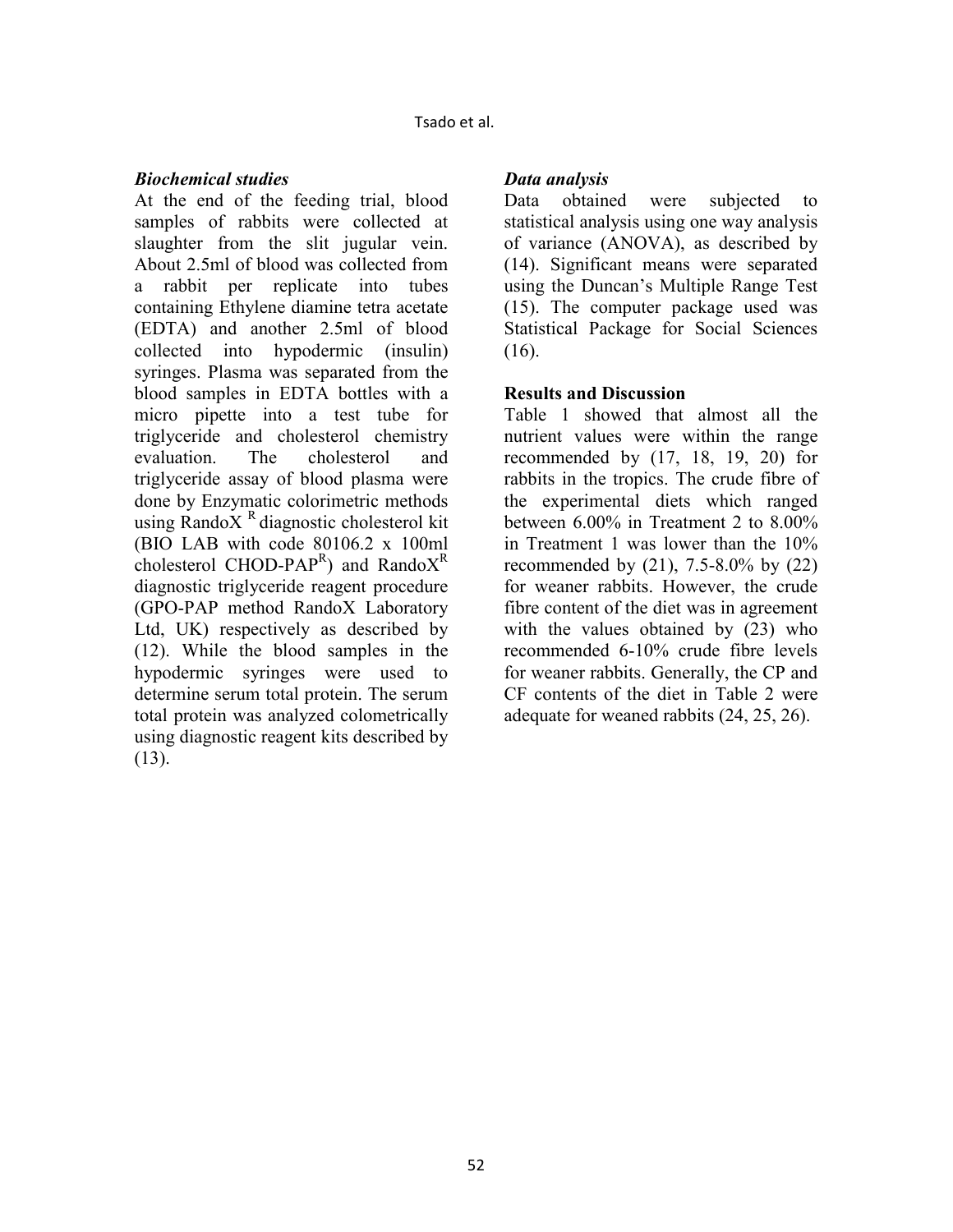### *Biochemical studies*

At the end of the feeding trial, blood samples of rabbits were collected at slaughter from the slit jugular vein. About 2.5ml of blood was collected from a rabbit per replicate into tubes containing Ethylene diamine tetra acetate (EDTA) and another 2.5ml of blood collected into hypodermic (insulin) syringes. Plasma was separated from the blood samples in EDTA bottles with a micro pipette into a test tube for triglyceride and cholesterol chemistry evaluation. The cholesterol and triglyceride assay of blood plasma were done by Enzymatic colorimetric methods using RandoX [R] diagnostic cholesterol kit (BIO LAB with code 80106.2 x 100ml cholesterol CHOD-PAP[R]) and RandoX[R] diagnostic triglyceride reagent procedure (GPO-PAP method RandoX Laboratory Ltd, UK) respectively as described by (12). While the blood samples in the hypodermic syringes were used to determine serum total protein. The serum total protein was analyzed colometrically using diagnostic reagent kits described by (13).

### *Data analysis*

Data obtained were subjected to statistical analysis using one way analysis of variance (ANOVA), as described by (14). Significant means were separated using the Duncan's Multiple Range Test (15). The computer package used was Statistical Package for Social Sciences (16).

## Results and Discussion

Table 1 showed that almost all the nutrient values were within the range recommended by (17, 18, 19, 20) for rabbits in the tropics. The crude fibre of the experimental diets which ranged between 6.00% in Treatment 2 to 8.00% in Treatment 1 was lower than the 10% recommended by (21), 7.5-8.0% by (22) for weaner rabbits. However, the crude fibre content of the diet was in agreement with the values obtained by (23) who recommended 6-10% crude fibre levels for weaner rabbits. Generally, the CP and CF contents of the diet in Table 2 were adequate for weaned rabbits (24, 25, 26).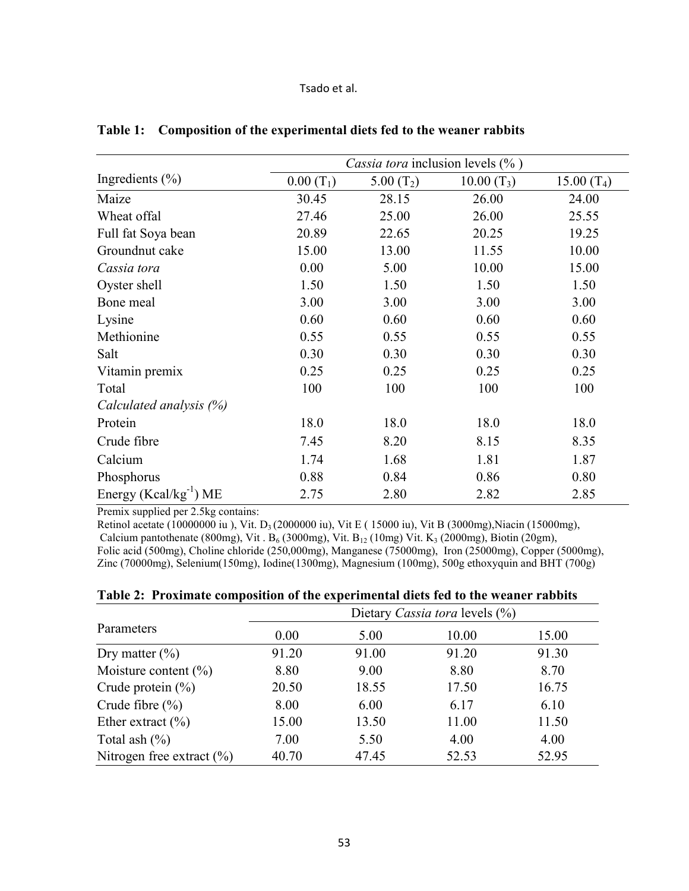**Table 1: Composition of the experimental diets fed to the weaner rabbits**

| Ingredients (%) | *Cassia tora* inclusion levels (% ) | | | |
|---|---|---|---|---|
| | 0.00 ($T_1$) | 5.00 ($T_2$) | 10.00 ($T_3$) | 15.00 ($T_4$) |
| Maize | 30.45 | 28.15 | 26.00 | 24.00 |
| Wheat offal | 27.46 | 25.00 | 26.00 | 25.55 |
| Full fat Soya bean | 20.89 | 22.65 | 20.25 | 19.25 |
| Groundnut cake | 15.00 | 13.00 | 11.55 | 10.00 |
| *Cassia tora* | 0.00 | 5.00 | 10.00 | 15.00 |
| Oyster shell | 1.50 | 1.50 | 1.50 | 1.50 |
| Bone meal | 3.00 | 3.00 | 3.00 | 3.00 |
| Lysine | 0.60 | 0.60 | 0.60 | 0.60 |
| Methionine | 0.55 | 0.55 | 0.55 | 0.55 |
| Salt | 0.30 | 0.30 | 0.30 | 0.30 |
| Vitamin premix | 0.25 | 0.25 | 0.25 | 0.25 |
| Total | 100 | 100 | 100 | 100 |
| *Calculated analysis (%)* | | | | |
| Protein | 18.0 | 18.0 | 18.0 | 18.0 |
| Crude fibre | 7.45 | 8.20 | 8.15 | 8.35 |
| Calcium | 1.74 | 1.68 | 1.81 | 1.87 |
| Phosphorus | 0.88 | 0.84 | 0.86 | 0.80 |
| Energy (Kcal/kg$^{-1}$) ME | 2.75 | 2.80 | 2.82 | 2.85 |

Premix supplied per 2.5kg contains:
Retinol acetate (10000000 iu ), Vit. $D_3$ (2000000 iu), Vit E ( 15000 iu), Vit B (3000mg),Niacin (15000mg), Calcium pantothenate (800mg), Vit . $B_6$ (3000mg), Vit. $B_{12}$ (10mg) Vit. $K_3$ (2000mg), Biotin (20gm), Folic acid (500mg), Choline chloride (250,000mg), Manganese (75000mg), Iron (25000mg), Copper (5000mg), Zinc (70000mg), Selenium(150mg), Iodine(1300mg), Magnesium (100mg), 500g ethoxyquin and BHT (700g)

**Table 2: Proximate composition of the experimental diets fed to the weaner rabbits**

| Parameters | Dietary *Cassia tora* levels (%) | | | |
|---|---|---|---|---|
| | 0.00 | 5.00 | 10.00 | 15.00 |
| Dry matter (%) | 91.20 | 91.00 | 91.20 | 91.30 |
| Moisture content (%) | 8.80 | 9.00 | 8.80 | 8.70 |
| Crude protein (%) | 20.50 | 18.55 | 17.50 | 16.75 |
| Crude fibre (%) | 8.00 | 6.00 | 6.17 | 6.10 |
| Ether extract (%) | 15.00 | 13.50 | 11.00 | 11.50 |
| Total ash (%) | 7.00 | 5.50 | 4.00 | 4.00 |
| Nitrogen free extract (%) | 40.70 | 47.45 | 52.53 | 52.95 |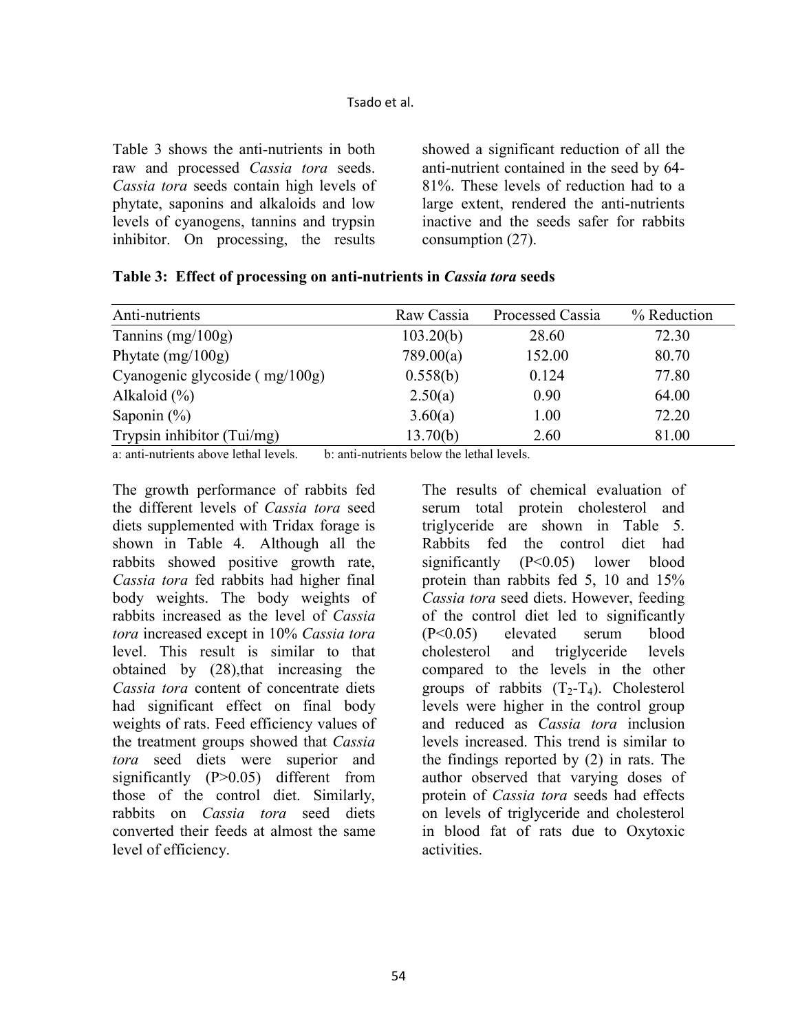Table 3 shows the anti-nutrients in both raw and processed *Cassia tora* seeds. *Cassia tora* seeds contain high levels of phytate, saponins and alkaloids and low levels of cyanogens, tannins and trypsin inhibitor. On processing, the results showed a significant reduction of all the anti-nutrient contained in the seed by 64-81%. These levels of reduction had to a large extent, rendered the anti-nutrients inactive and the seeds safer for rabbits consumption (27).

**Table 3: Effect of processing on anti-nutrients in *Cassia tora* seeds**

| Anti-nutrients | Raw Cassia | Processed Cassia | % Reduction |
|---|---|---|---|
| Tannins (mg/100g) | 103.20(b) | 28.60 | 72.30 |
| Phytate (mg/100g) | 789.00(a) | 152.00 | 80.70 |
| Cyanogenic glycoside ( mg/100g) | 0.558(b) | 0.124 | 77.80 |
| Alkaloid (%) | 2.50(a) | 0.90 | 64.00 |
| Saponin (%) | 3.60(a) | 1.00 | 72.20 |
| Trypsin inhibitor (Tui/mg) | 13.70(b) | 2.60 | 81.00 |

a: anti-nutrients above lethal levels. b: anti-nutrients below the lethal levels.

The growth performance of rabbits fed the different levels of *Cassia tora* seed diets supplemented with Tridax forage is shown in Table 4. Although all the rabbits showed positive growth rate, *Cassia tora* fed rabbits had higher final body weights. The body weights of rabbits increased as the level of *Cassia tora* increased except in 10% *Cassia tora* level. This result is similar to that obtained by (28),that increasing the *Cassia tora* content of concentrate diets had significant effect on final body weights of rats. Feed efficiency values of the treatment groups showed that *Cassia tora* seed diets were superior and significantly ($P>0.05$) different from those of the control diet. Similarly, rabbits on *Cassia tora* seed diets converted their feeds at almost the same level of efficiency.

The results of chemical evaluation of serum total protein cholesterol and triglyceride are shown in Table 5. Rabbits fed the control diet had significantly ($P<0.05$) lower blood protein than rabbits fed 5, 10 and 15% *Cassia tora* seed diets. However, feeding of the control diet led to significantly ($P<0.05$) elevated serum blood cholesterol and triglyceride levels compared to the levels in the other groups of rabbits ($T_2$-$T_4$). Cholesterol levels were higher in the control group and reduced as *Cassia tora* inclusion levels increased. This trend is similar to the findings reported by (2) in rats. The author observed that varying doses of protein of *Cassia tora* seeds had effects on levels of triglyceride and cholesterol in blood fat of rats due to Oxytoxic activities.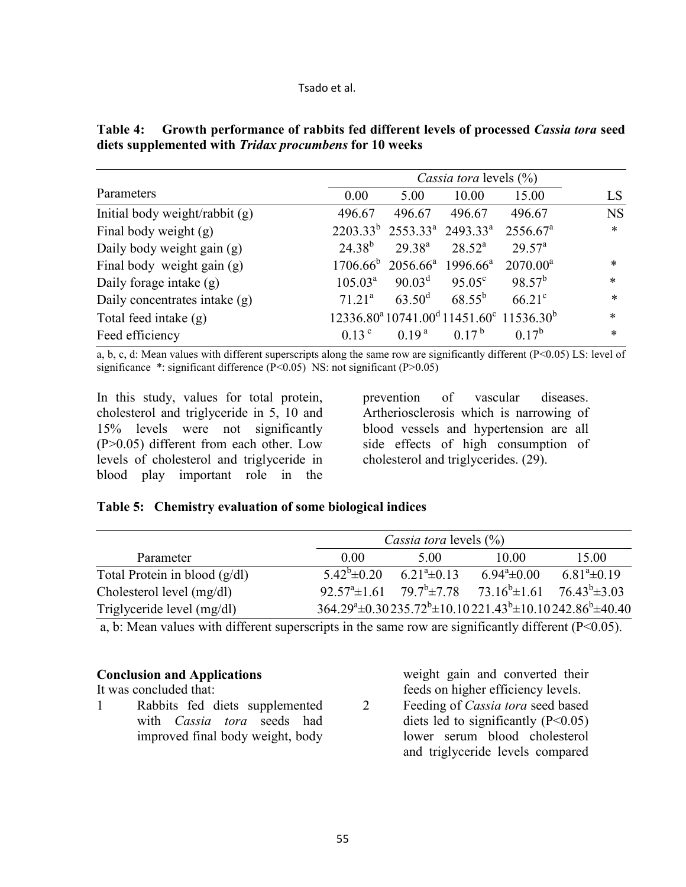**Table 4: Growth performance of rabbits fed different levels of processed *Cassia tora* seed diets supplemented with *Tridax procumbens* for 10 weeks**

| Parameters | *Cassia tora* levels (%) | | | | LS |
|---|---|---|---|---|---|
| | 0.00 | 5.00 | 10.00 | 15.00 | |
| Initial body weight/rabbit (g) | 496.67 | 496.67 | 496.67 | 496.67 | NS |
| Final body weight (g) | $2203.33^{b}$ | $2553.33^{a}$ | $2493.33^{a}$ | $2556.67^{a}$ | * |
| Daily body weight gain (g) | $24.38^{b}$ | $29.38^{a}$ | $28.52^{a}$ | $29.57^{a}$ | |
| Final body weight gain (g) | $1706.66^{b}$ | $2056.66^{a}$ | $1996.66^{a}$ | $2070.00^{a}$ | * |
| Daily forage intake (g) | $105.03^{a}$ | $90.03^{d}$ | $95.05^{c}$ | $98.57^{b}$ | * |
| Daily concentrates intake (g) | $71.21^{a}$ | $63.50^{d}$ | $68.55^{b}$ | $66.21^{c}$ | * |
| Total feed intake (g) | $12336.80^{a}$ | $10741.00^{d}$ | $11451.60^{c}$ | $11536.30^{b}$ | * |
| Feed efficiency | $0.13^{c}$ | $0.19^{a}$ | $0.17^{b}$ | $0.17^{b}$ | * |

a, b, c, d: Mean values with different superscripts along the same row are significantly different ($P<0.05$) LS: level of significance *: significant difference ($P<0.05$) NS: not significant ($P>0.05$)

In this study, values for total protein, cholesterol and triglyceride in 5, 10 and 15% levels were not significantly ($P>0.05$) different from each other. Low levels of cholesterol and triglyceride in blood play important role in the prevention of vascular diseases. Artheriosclerosis which is narrowing of blood vessels and hypertension are all side effects of high consumption of cholesterol and triglycerides. (29).

**Table 5: Chemistry evaluation of some biological indices**

| Parameter | *Cassia tora* levels (%) | | | |
|---|---|---|---|---|
| | 0.00 | 5.00 | 10.00 | 15.00 |
| Total Protein in blood (g/dl) | $5.42^{b}\pm0.20$ | $6.21^{a}\pm0.13$ | $6.94^{a}\pm0.00$ | $6.81^{a}\pm0.19$ |
| Cholesterol level (mg/dl) | $92.57^{a}\pm1.61$ | $79.7^{b}\pm7.78$ | $73.16^{b}\pm1.61$ | $76.43^{b}\pm3.03$ |
| Triglyceride level (mg/dl) | $364.29^{a}\pm0.30$ | $235.72^{b}\pm10.10$ | $221.43^{b}\pm10.10$ | $242.86^{b}\pm40.40$ |

a, b: Mean values with different superscripts in the same row are significantly different ($P<0.05$).

### Conclusion and Applications

It was concluded that:

1. Rabbits fed diets supplemented with *Cassia tora* seeds had improved final body weight, body weight gain and converted their feeds on higher efficiency levels.
2. Feeding of *Cassia tora* seed based diets led to significantly ($P<0.05$) lower serum blood cholesterol and triglyceride levels compared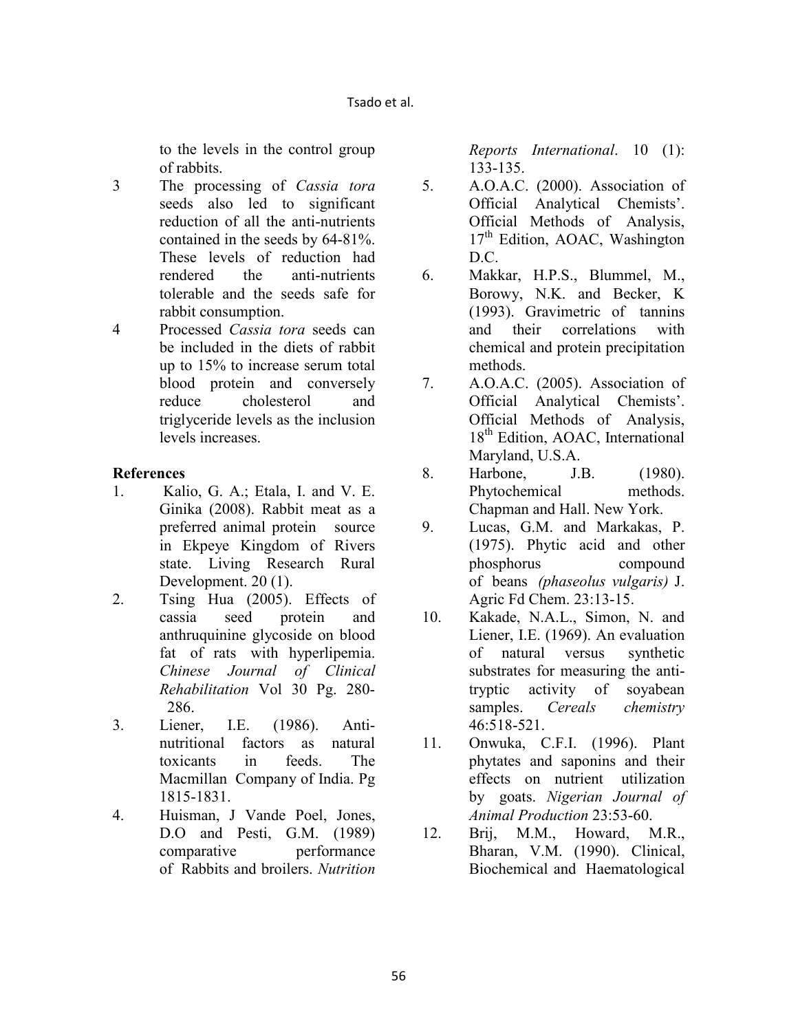to the levels in the control group of rabbits.

3. The processing of *Cassia tora* seeds also led to significant reduction of all the anti-nutrients contained in the seeds by 64-81%. These levels of reduction had rendered the anti-nutrients tolerable and the seeds safe for rabbit consumption.
4. Processed *Cassia tora* seeds can be included in the diets of rabbit up to 15% to increase serum total blood protein and conversely reduce cholesterol and triglyceride levels as the inclusion levels increases.

**References**

1. Kalio, G. A.; Etala, I. and V. E. Ginika (2008). Rabbit meat as a preferred animal protein source in Ekpeye Kingdom of Rivers state. Living Research Rural Development. 20 (1).
2. Tsing Hua (2005). Effects of cassia seed protein and anthruquinine glycoside on blood fat of rats with hyperlipemia. *Chinese Journal of Clinical Rehabilitation* Vol 30 Pg. 280-286.
3. Liener, I.E. (1986). Anti-nutritional factors as natural toxicants in feeds. The Macmillan Company of India. Pg 1815-1831.
4. Huisman, J Vande Poel, Jones, D.O and Pesti, G.M. (1989) comparative performance of Rabbits and broilers. *Nutrition Reports International*. 10 (1): 133-135.
5. A.O.A.C. (2000). Association of Official Analytical Chemists'. Official Methods of Analysis, 17th Edition, AOAC, Washington D.C.
6. Makkar, H.P.S., Blummel, M., Borowy, N.K. and Becker, K (1993). Gravimetric of tannins and their correlations with chemical and protein precipitation methods.
7. A.O.A.C. (2005). Association of Official Analytical Chemists'. Official Methods of Analysis, 18th Edition, AOAC, International Maryland, U.S.A.
8. Harbone, J.B. (1980). Phytochemical methods. Chapman and Hall. New York.
9. Lucas, G.M. and Markakas, P. (1975). Phytic acid and other phosphorus compound of beans *(phaseolus vulgaris)* J. Agric Fd Chem. 23:13-15.
10. Kakade, N.A.L., Simon, N. and Liener, I.E. (1969). An evaluation of natural versus synthetic substrates for measuring the anti-tryptic activity of soyabean samples. *Cereals chemistry* 46:518-521.
11. Onwuka, C.F.I. (1996). Plant phytates and saponins and their effects on nutrient utilization by goats. *Nigerian Journal of Animal Production* 23:53-60.
12. Brij, M.M., Howard, M.R., Bharan, V.M. (1990). Clinical, Biochemical and Haematological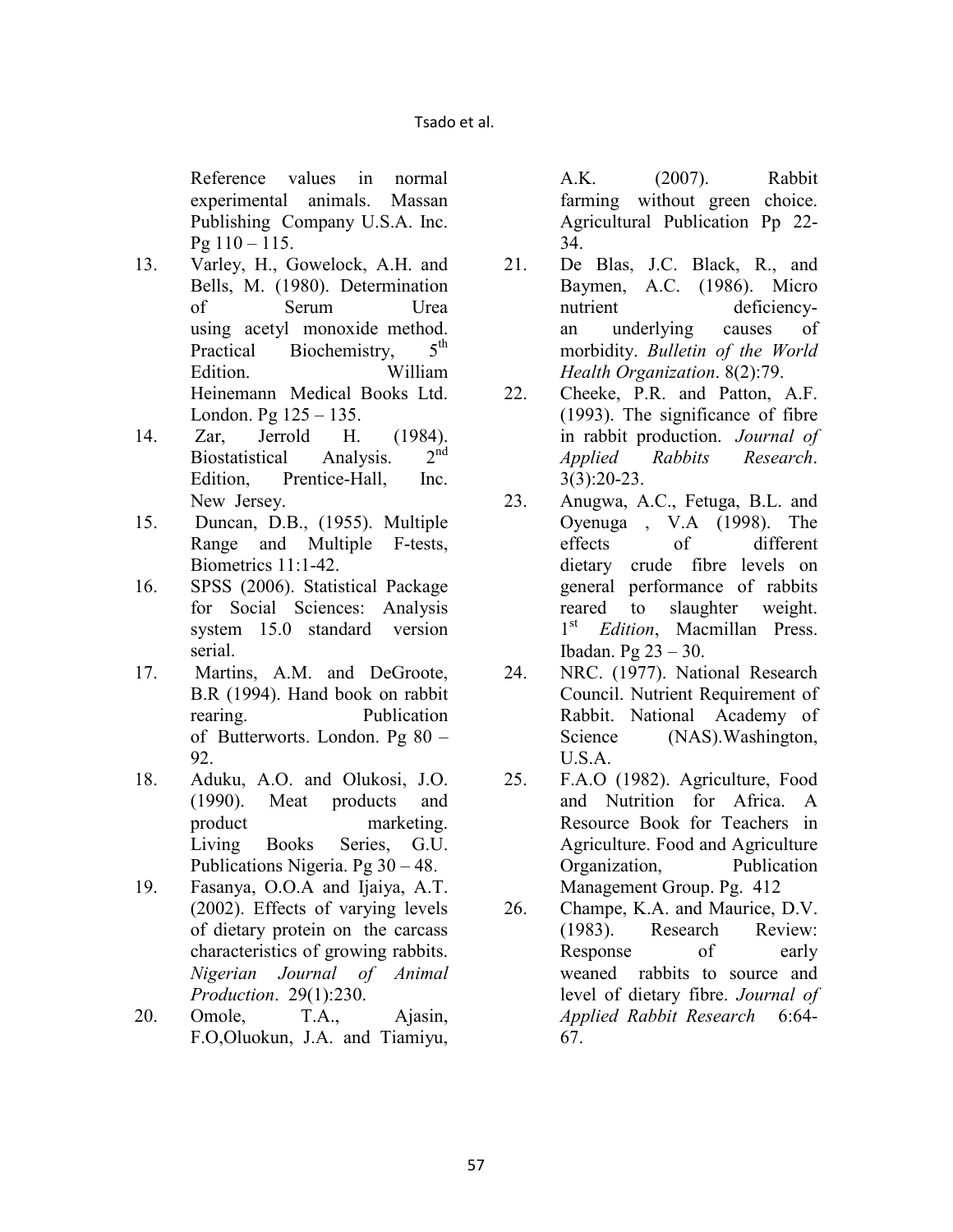Reference values in normal experimental animals. Massan Publishing Company U.S.A. Inc. Pg 110 – 115.

13. Varley, H., Gowelock, A.H. and Bells, M. (1980). Determination of Serum Urea using acetyl monoxide method. Practical Biochemistry, 5th Edition. William Heinemann Medical Books Ltd. London. Pg 125 – 135.
14. Zar, Jerrold H. (1984). Biostatistical Analysis. 2nd Edition, Prentice-Hall, Inc. New Jersey.
15. Duncan, D.B., (1955). Multiple Range and Multiple F-tests, Biometrics 11:1-42.
16. SPSS (2006). Statistical Package for Social Sciences: Analysis system 15.0 standard version serial.
17. Martins, A.M. and DeGroote, B.R (1994). Hand book on rabbit rearing. Publication of Butterworts. London. Pg 80 – 92.
18. Aduku, A.O. and Olukosi, J.O. (1990). Meat products and product marketing. Living Books Series, G.U. Publications Nigeria. Pg 30 – 48.
19. Fasanya, O.O.A and Ijaiya, A.T. (2002). Effects of varying levels of dietary protein on the carcass characteristics of growing rabbits. *Nigerian Journal of Animal Production*. 29(1):230.
20. Omole, T.A., Ajasin, F.O,Oluokun, J.A. and Tiamiyu, A.K. (2007). Rabbit farming without green choice. Agricultural Publication Pp 22-34.
21. De Blas, J.C. Black, R., and Baymen, A.C. (1986). Micro nutrient deficiency- an underlying causes of morbidity. *Bulletin of the World Health Organization*. 8(2):79.
22. Cheeke, P.R. and Patton, A.F. (1993). The significance of fibre in rabbit production. *Journal of Applied Rabbits Research*. 3(3):20-23.
23. Anugwa, A.C., Fetuga, B.L. and Oyenuga , V.A (1998). The effects of different dietary crude fibre levels on general performance of rabbits reared to slaughter weight. 1st *Edition*, Macmillan Press. Ibadan. Pg 23 – 30.
24. NRC. (1977). National Research Council. Nutrient Requirement of Rabbit. National Academy of Science (NAS).Washington, U.S.A.
25. F.A.O (1982). Agriculture, Food and Nutrition for Africa. A Resource Book for Teachers in Agriculture. Food and Agriculture Organization, Publication Management Group. Pg. 412
26. Champe, K.A. and Maurice, D.V. (1983). Research Review: Response of early weaned rabbits to source and level of dietary fibre. *Journal of Applied Rabbit Research* 6:64-67.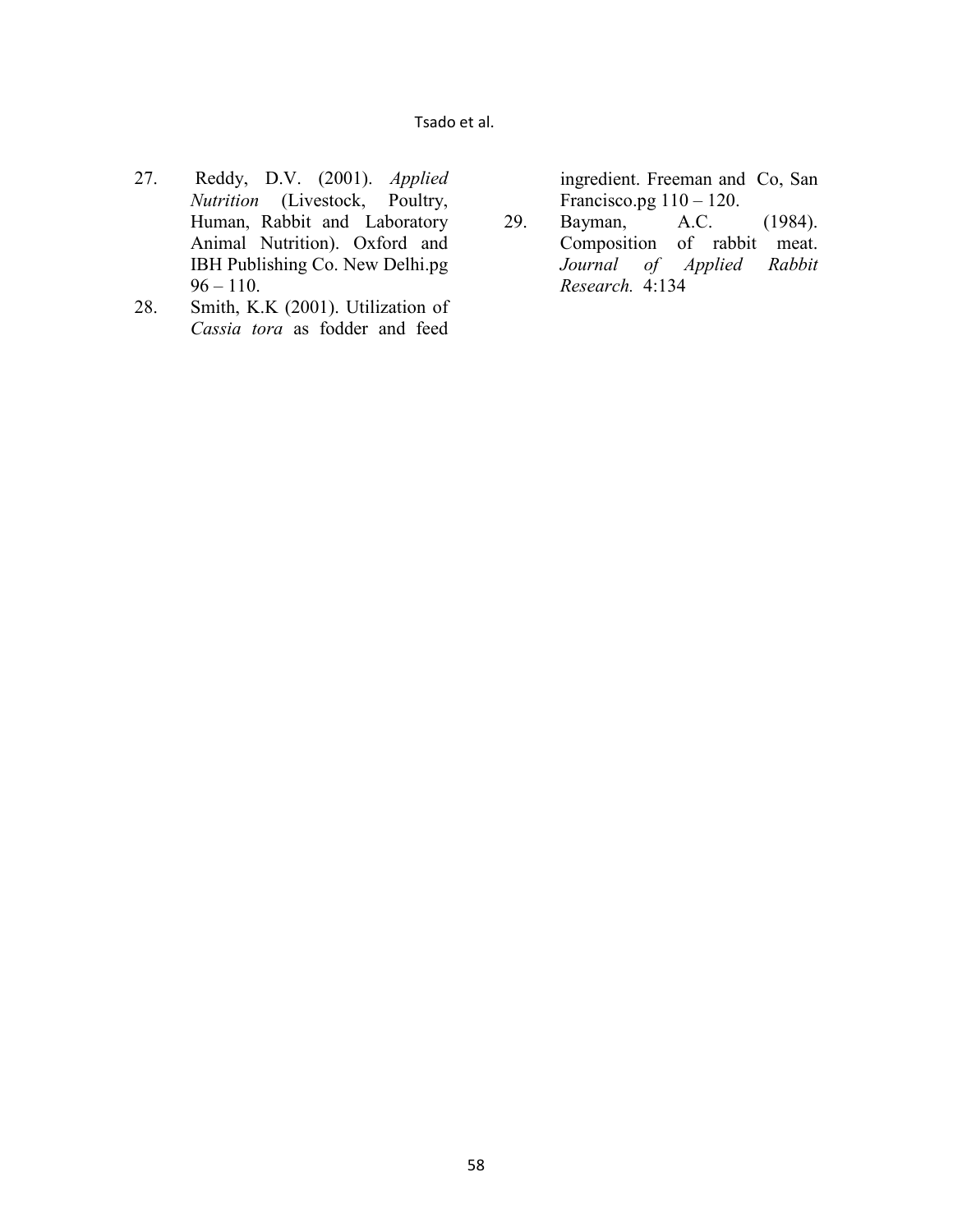27. Reddy, D.V. (2001). *Applied Nutrition* (Livestock, Poultry, Human, Rabbit and Laboratory Animal Nutrition). Oxford and IBH Publishing Co. New Delhi.pg 96 – 110.
28. Smith, K.K (2001). Utilization of *Cassia tora* as fodder and feed ingredient. Freeman and Co, San Francisco.pg 110 – 120.
29. Bayman, A.C. (1984). Composition of rabbit meat. *Journal of Applied Rabbit Research.* 4:134